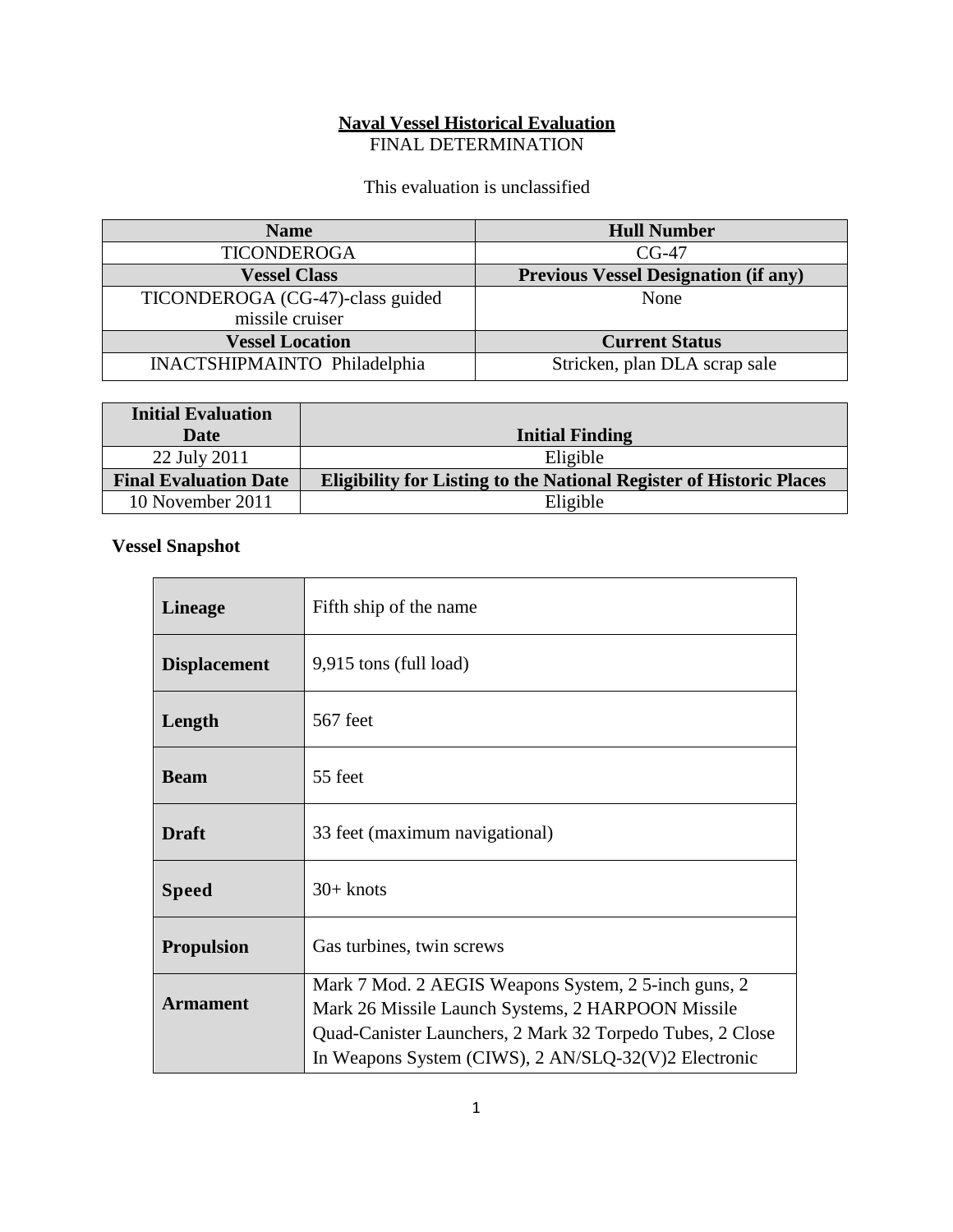**Naval Vessel Historical Evaluation**
FINAL DETERMINATION

This evaluation is unclassified

| Name | Hull Number |
| --- | --- |
| TICONDEROGA | CG-47 |
| **Vessel Class** | **Previous Vessel Designation (if any)** |
| TICONDEROGA (CG-47)-class guided missile cruiser | None |
| **Vessel Location** | **Current Status** |
| INACTSHIPMAINTO Philadelphia | Stricken, plan DLA scrap sale |

| Initial Evaluation Date | Initial Finding |
| --- | --- |
| 22 July 2011 | Eligible |
| **Final Evaluation Date** | **Eligibility for Listing to the National Register of Historic Places** |
| 10 November 2011 | Eligible |

**Vessel Snapshot**

| | |
| --- | --- |
| **Lineage** | Fifth ship of the name |
| **Displacement** | 9,915 tons (full load) |
| **Length** | 567 feet |
| **Beam** | 55 feet |
| **Draft** | 33 feet (maximum navigational) |
| **Speed** | 30+ knots |
| **Propulsion** | Gas turbines, twin screws |
| **Armament** | Mark 7 Mod. 2 AEGIS Weapons System, 2 5-inch guns, 2 Mark 26 Missile Launch Systems, 2 HARPOON Missile Quad-Canister Launchers, 2 Mark 32 Torpedo Tubes, 2 Close In Weapons System (CIWS), 2 AN/SLQ-32(V)2 Electronic |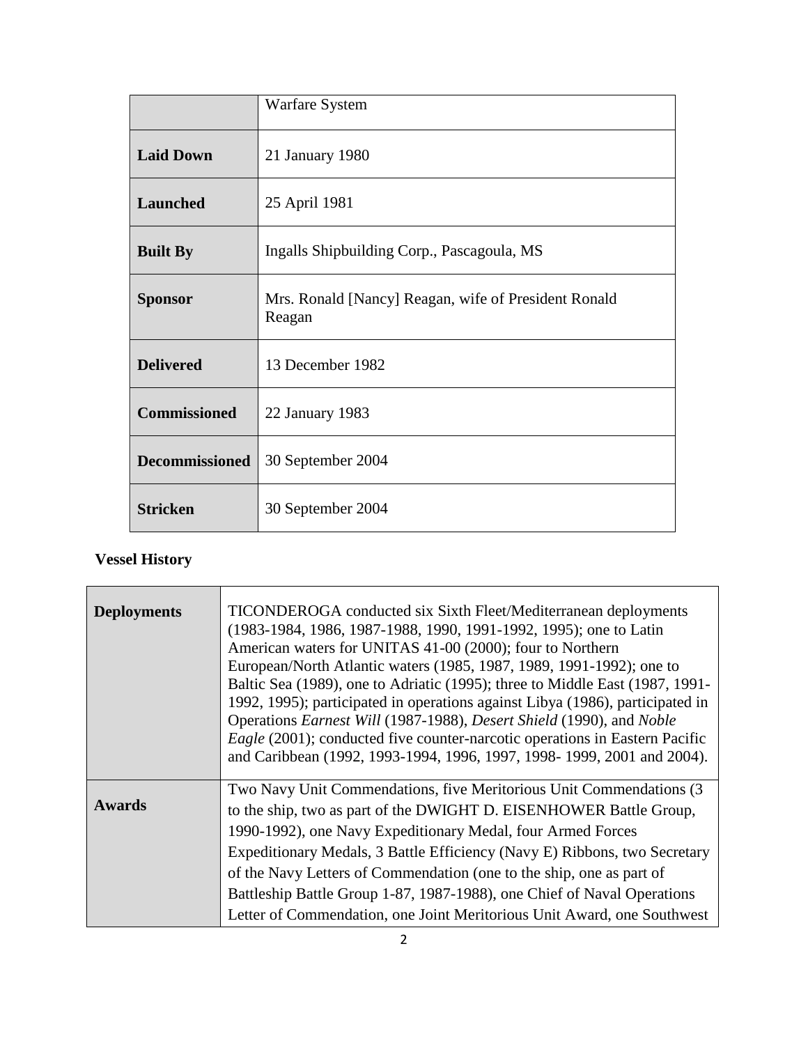| | |
|---|---|
| | Warfare System |
| **Laid Down** | 21 January 1980 |
| **Launched** | 25 April 1981 |
| **Built By** | Ingalls Shipbuilding Corp., Pascagoula, MS |
| **Sponsor** | Mrs. Ronald [Nancy] Reagan, wife of President Ronald Reagan |
| **Delivered** | 13 December 1982 |
| **Commissioned** | 22 January 1983 |
| **Decommissioned** | 30 September 2004 |
| **Stricken** | 30 September 2004 |

**Vessel History**

| | |
|---|---|
| **Deployments** | TICONDEROGA conducted six Sixth Fleet/Mediterranean deployments (1983-1984, 1986, 1987-1988, 1990, 1991-1992, 1995); one to Latin American waters for UNITAS 41-00 (2000); four to Northern European/North Atlantic waters (1985, 1987, 1989, 1991-1992); one to Baltic Sea (1989), one to Adriatic (1995); three to Middle East (1987, 1991-1992, 1995); participated in operations against Libya (1986), participated in Operations *Earnest Will* (1987-1988), *Desert Shield* (1990), and *Noble Eagle* (2001); conducted five counter-narcotic operations in Eastern Pacific and Caribbean (1992, 1993-1994, 1996, 1997, 1998- 1999, 2001 and 2004). |
| **Awards** | Two Navy Unit Commendations, five Meritorious Unit Commendations (3 to the ship, two as part of the DWIGHT D. EISENHOWER Battle Group, 1990-1992), one Navy Expeditionary Medal, four Armed Forces Expeditionary Medals, 3 Battle Efficiency (Navy E) Ribbons, two Secretary of the Navy Letters of Commendation (one to the ship, one as part of Battleship Battle Group 1-87, 1987-1988), one Chief of Naval Operations Letter of Commendation, one Joint Meritorious Unit Award, one Southwest |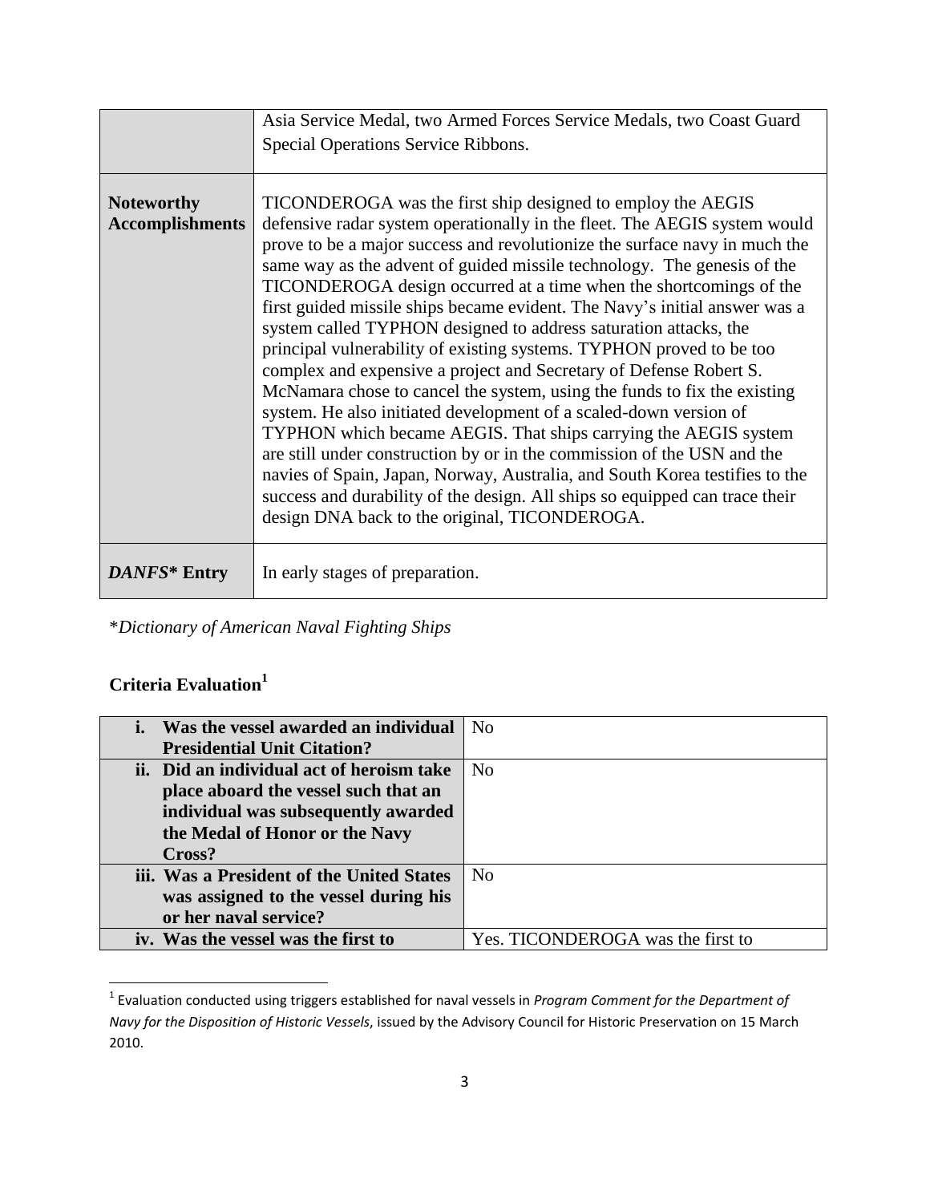| | |
|---|---|
| | Asia Service Medal, two Armed Forces Service Medals, two Coast Guard Special Operations Service Ribbons. |
| **Noteworthy Accomplishments** | TICONDEROGA was the first ship designed to employ the AEGIS defensive radar system operationally in the fleet. The AEGIS system would prove to be a major success and revolutionize the surface navy in much the same way as the advent of guided missile technology. The genesis of the TICONDEROGA design occurred at a time when the shortcomings of the first guided missile ships became evident. The Navy's initial answer was a system called TYPHON designed to address saturation attacks, the principal vulnerability of existing systems. TYPHON proved to be too complex and expensive a project and Secretary of Defense Robert S. McNamara chose to cancel the system, using the funds to fix the existing system. He also initiated development of a scaled-down version of TYPHON which became AEGIS. That ships carrying the AEGIS system are still under construction by or in the commission of the USN and the navies of Spain, Japan, Norway, Australia, and South Korea testifies to the success and durability of the design. All ships so equipped can trace their design DNA back to the original, TICONDEROGA. |
| ***DANFS\** Entry** | In early stages of preparation. |

*\*Dictionary of American Naval Fighting Ships*

## Criteria Evaluation[1]

| | |
|---|---|
| **i. Was the vessel awarded an individual Presidential Unit Citation?** | No |
| **ii. Did an individual act of heroism take place aboard the vessel such that an individual was subsequently awarded the Medal of Honor or the Navy Cross?** | No |
| **iii. Was a President of the United States was assigned to the vessel during his or her naval service?** | No |
| **iv. Was the vessel was the first to** | Yes. TICONDEROGA was the first to |

[1] Evaluation conducted using triggers established for naval vessels in *Program Comment for the Department of Navy for the Disposition of Historic Vessels*, issued by the Advisory Council for Historic Preservation on 15 March 2010.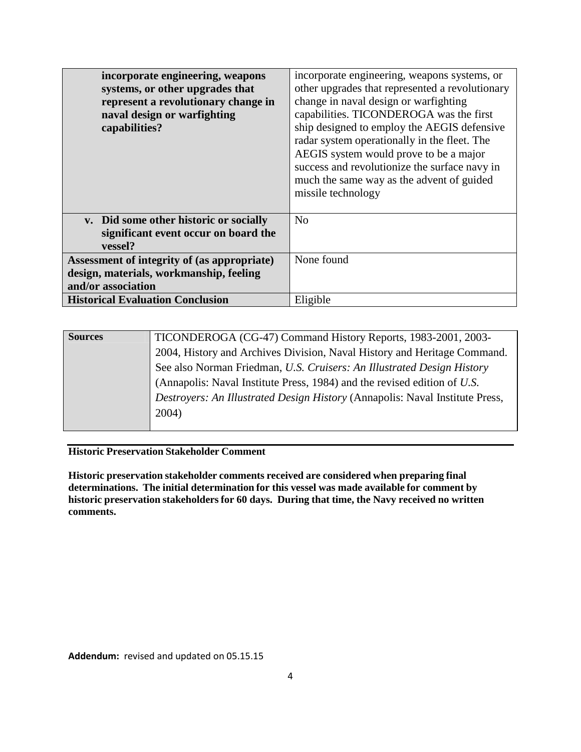| | |
|---|---|
| **incorporate engineering, weapons systems, or other upgrades that represent a revolutionary change in naval design or warfighting capabilities?** | incorporate engineering, weapons systems, or other upgrades that represented a revolutionary change in naval design or warfighting capabilities. TICONDEROGA was the first ship designed to employ the AEGIS defensive radar system operationally in the fleet. The AEGIS system would prove to be a major success and revolutionize the surface navy in much the same way as the advent of guided missile technology |
| **v. Did some other historic or socially significant event occur on board the vessel?** | No |
| **Assessment of integrity of (as appropriate) design, materials, workmanship, feeling and/or association** | None found |
| **Historical Evaluation Conclusion** | Eligible |

| | |
|---|---|
| **Sources** | TICONDEROGA (CG-47) Command History Reports, 1983-2001, 2003-2004, History and Archives Division, Naval History and Heritage Command. See also Norman Friedman, *U.S. Cruisers: An Illustrated Design History* (Annapolis: Naval Institute Press, 1984) and the revised edition of *U.S. Destroyers: An Illustrated Design History* (Annapolis: Naval Institute Press, 2004) |

**Historic Preservation Stakeholder Comment**

**Historic preservation stakeholder comments received are considered when preparing final determinations. The initial determination for this vessel was made available for comment by historic preservation stakeholders for 60 days. During that time, the Navy received no written comments.**

**Addendum:** revised and updated on 05.15.15